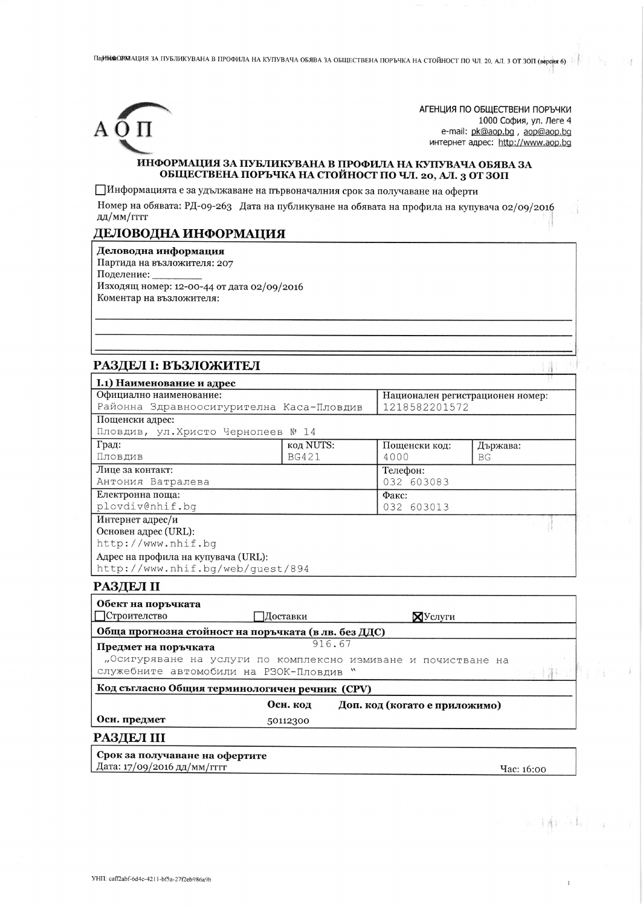АГЕНЦИЯ ПО ОБЩЕСТВЕНИ ПОРЪЧКИ
1000 София, ул. Леге 4
e-mail: pk@aop.bg , aop@aop.bg
интернет адрес: http://www.aop.bg

# ИНФОРМАЦИЯ ЗА ПУБЛИКУВАНА В ПРОФИЛА НА КУПУВАЧА ОБЯВА ЗА ОБЩЕСТВЕНА ПОРЪЧКА НА СТОЙНОСТ ПО ЧЛ. 20, АЛ. 3 ОТ ЗОП

☐ Информацията е за удължаване на първоначалния срок за получаване на оферти

Номер на обявата: РД-09-263 Дата на публикуване на обявата на профила на купувача 02/09/2016 дд/мм/гггг

## ДЕЛОВОДНА ИНФОРМАЦИЯ

**Деловодна информация**
Партида на възложителя: 207
Поделение: ________
Изходящ номер: 12-00-44 от дата 02/09/2016
Коментар на възложителя:

## РАЗДЕЛ I: ВЪЗЛОЖИТЕЛ

**I.1) Наименование и адрес**

| Официално наименование: | | Национален регистрационен номер: | |
|---|---|---|---|
| Районна Здравноосигурителна Каса-Пловдив | | 1218582201572 | |
| Пощенски адрес: Пловдив, ул.Христо Чернопеев № 14 | | | |
| Град: Пловдив | код NUTS: BG421 | Пощенски код: 4000 | Държава: BG |
| Лице за контакт: Антония Ватралева | | Телефон: 032 603083 | |
| Електронна поща: plovdiv@nhif.bg | | Факс: 032 603013 | |

Интернет адрес/и
Основен адрес (URL): http://www.nhif.bg
Адрес на профила на купувача (URL): http://www.nhif.bg/web/guest/894

## РАЗДЕЛ II

**Обект на поръчката**
☐ Строителство ☐ Доставки ☒ Услуги

**Обща прогнозна стойност на поръчката (в лв. без ДДС)**
916.67

**Предмет на поръчката**
„Осигуряване на услуги по комплексно измиване и почистване на служебните автомобили на РЗОК-Пловдив "

**Код съгласно Общия терминологичен речник (CPV)**

| | Осн. код | Доп. код (когато е приложимо) |
|---|---|---|
| Осн. предмет | 50112300 | |

## РАЗДЕЛ III

**Срок за получаване на офертите**
Дата: 17/09/2016 дд/мм/гггг Час: 16:00

УНП: caff2abf-6d4c-4211-bf5a-27f2eb986a9b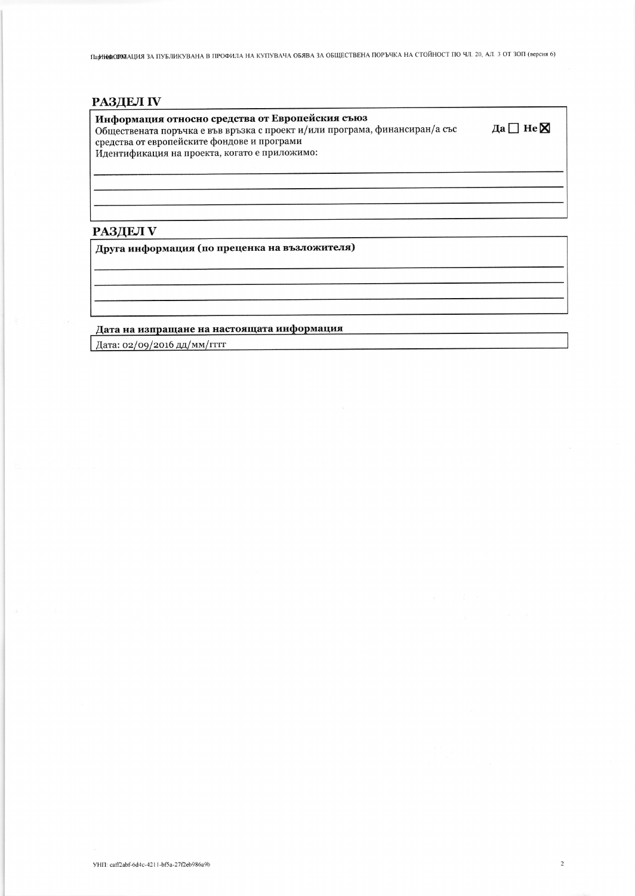## РАЗДЕЛ IV

**Информация относно средства от Европейския съюз**

Обществената поръчка е във връзка с проект и/или програма, финансиран/а със средства от европейските фондове и програми — Да ☐ Не ☒

Идентификация на проекта, когато е приложимо:

## РАЗДЕЛ V

**Друга информация (по преценка на възложителя)**

**Дата на изпращане на настоящата информация**

Дата: 02/09/2016 дд/мм/гггг

УНП: caff2abf-6d4c-4211-bf5a-27f2eb986a9b